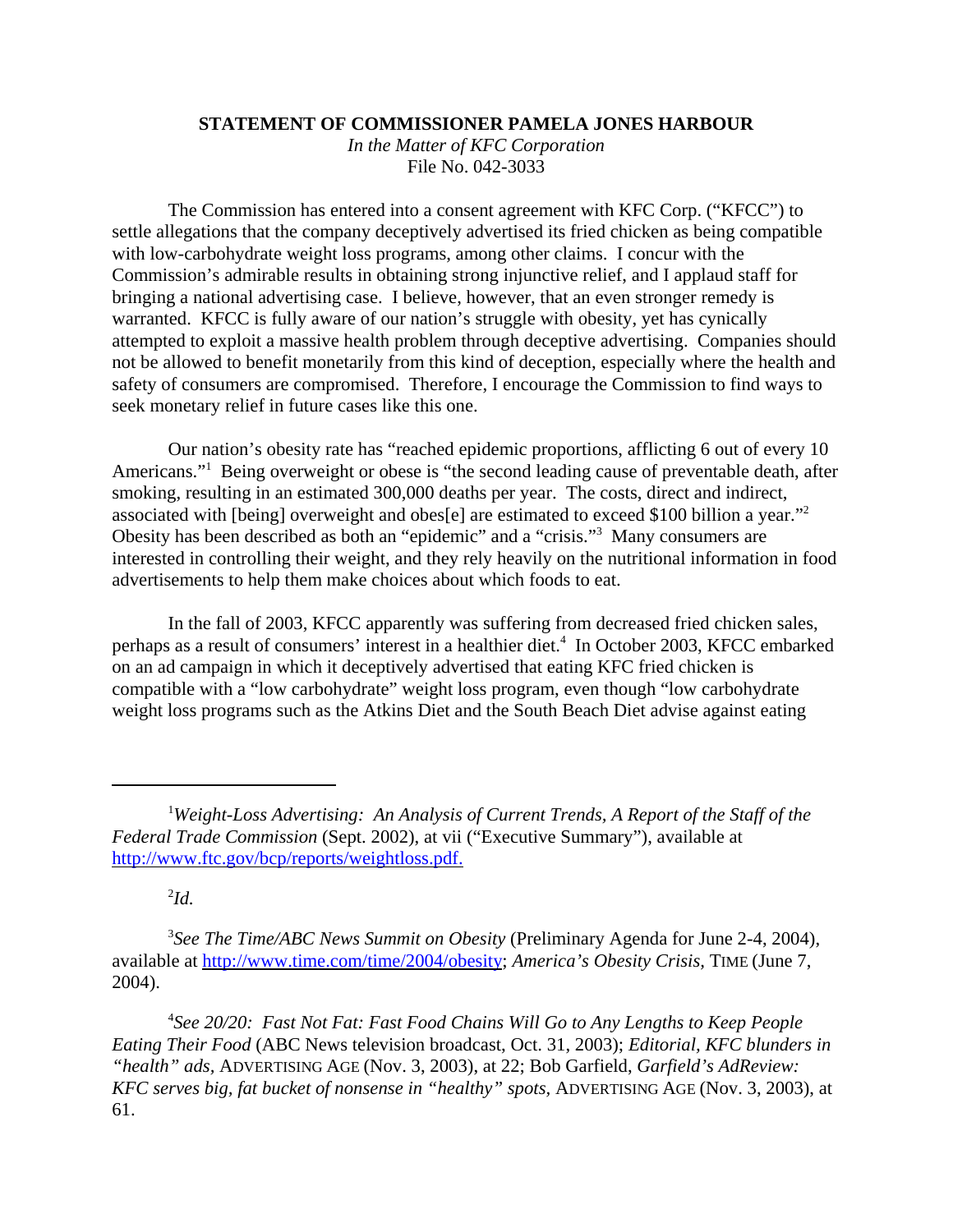**STATEMENT OF COMMISSIONER PAMELA JONES HARBOUR**

*In the Matter of KFC Corporation*

File No. 042-3033

The Commission has entered into a consent agreement with KFC Corp. ("KFCC") to settle allegations that the company deceptively advertised its fried chicken as being compatible with low-carbohydrate weight loss programs, among other claims. I concur with the Commission's admirable results in obtaining strong injunctive relief, and I applaud staff for bringing a national advertising case. I believe, however, that an even stronger remedy is warranted. KFCC is fully aware of our nation's struggle with obesity, yet has cynically attempted to exploit a massive health problem through deceptive advertising. Companies should not be allowed to benefit monetarily from this kind of deception, especially where the health and safety of consumers are compromised. Therefore, I encourage the Commission to find ways to seek monetary relief in future cases like this one.

Our nation's obesity rate has "reached epidemic proportions, afflicting 6 out of every 10 Americans."[1] Being overweight or obese is "the second leading cause of preventable death, after smoking, resulting in an estimated 300,000 deaths per year. The costs, direct and indirect, associated with [being] overweight and obes[e] are estimated to exceed $100 billion a year."[2] Obesity has been described as both an "epidemic" and a "crisis."[3] Many consumers are interested in controlling their weight, and they rely heavily on the nutritional information in food advertisements to help them make choices about which foods to eat.

In the fall of 2003, KFCC apparently was suffering from decreased fried chicken sales, perhaps as a result of consumers' interest in a healthier diet.[4] In October 2003, KFCC embarked on an ad campaign in which it deceptively advertised that eating KFC fried chicken is compatible with a "low carbohydrate" weight loss program, even though "low carbohydrate weight loss programs such as the Atkins Diet and the South Beach Diet advise against eating

---

[1]*Weight-Loss Advertising: An Analysis of Current Trends, A Report of the Staff of the Federal Trade Commission* (Sept. 2002), at vii ("Executive Summary"), available at http://www.ftc.gov/bcp/reports/weightloss.pdf.

[2]*Id.*

[3]*See The Time/ABC News Summit on Obesity* (Preliminary Agenda for June 2-4, 2004), available at http://www.time.com/time/2004/obesity; *America's Obesity Crisis,* TIME (June 7, 2004).

[4]*See 20/20: Fast Not Fat: Fast Food Chains Will Go to Any Lengths to Keep People Eating Their Food* (ABC News television broadcast, Oct. 31, 2003); *Editorial, KFC blunders in "health" ads,* ADVERTISING AGE (Nov. 3, 2003), at 22; Bob Garfield, *Garfield's AdReview: KFC serves big, fat bucket of nonsense in "healthy" spots,* ADVERTISING AGE (Nov. 3, 2003), at 61.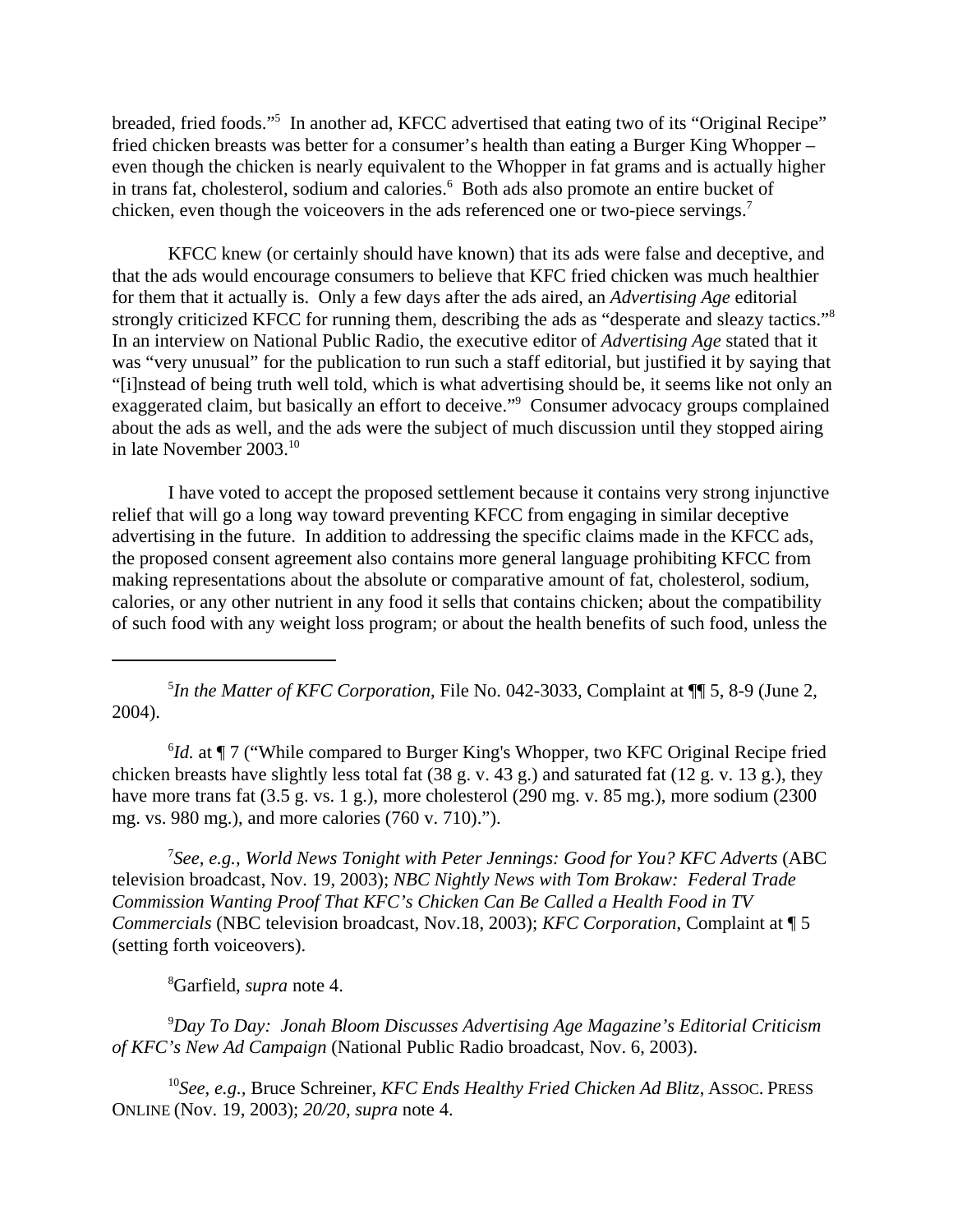breaded, fried foods."[5] In another ad, KFCC advertised that eating two of its "Original Recipe" fried chicken breasts was better for a consumer's health than eating a Burger King Whopper – even though the chicken is nearly equivalent to the Whopper in fat grams and is actually higher in trans fat, cholesterol, sodium and calories.[6] Both ads also promote an entire bucket of chicken, even though the voiceovers in the ads referenced one or two-piece servings.[7]

KFCC knew (or certainly should have known) that its ads were false and deceptive, and that the ads would encourage consumers to believe that KFC fried chicken was much healthier for them that it actually is. Only a few days after the ads aired, an *Advertising Age* editorial strongly criticized KFCC for running them, describing the ads as "desperate and sleazy tactics."[8] In an interview on National Public Radio, the executive editor of *Advertising Age* stated that it was "very unusual" for the publication to run such a staff editorial, but justified it by saying that "[i]nstead of being truth well told, which is what advertising should be, it seems like not only an exaggerated claim, but basically an effort to deceive."[9] Consumer advocacy groups complained about the ads as well, and the ads were the subject of much discussion until they stopped airing in late November 2003.[10]

I have voted to accept the proposed settlement because it contains very strong injunctive relief that will go a long way toward preventing KFCC from engaging in similar deceptive advertising in the future. In addition to addressing the specific claims made in the KFCC ads, the proposed consent agreement also contains more general language prohibiting KFCC from making representations about the absolute or comparative amount of fat, cholesterol, sodium, calories, or any other nutrient in any food it sells that contains chicken; about the compatibility of such food with any weight loss program; or about the health benefits of such food, unless the

---

[5] *In the Matter of KFC Corporation*, File No. 042-3033, Complaint at ¶¶ 5, 8-9 (June 2, 2004).

[6] *Id.* at ¶ 7 ("While compared to Burger King's Whopper, two KFC Original Recipe fried chicken breasts have slightly less total fat (38 g. v. 43 g.) and saturated fat (12 g. v. 13 g.), they have more trans fat (3.5 g. vs. 1 g.), more cholesterol (290 mg. v. 85 mg.), more sodium (2300 mg. vs. 980 mg.), and more calories (760 v. 710).").

[7] *See, e.g.*, *World News Tonight with Peter Jennings: Good for You? KFC Adverts* (ABC television broadcast, Nov. 19, 2003); *NBC Nightly News with Tom Brokaw: Federal Trade Commission Wanting Proof That KFC's Chicken Can Be Called a Health Food in TV Commercials* (NBC television broadcast, Nov.18, 2003); *KFC Corporation*, Complaint at ¶ 5 (setting forth voiceovers).

[8] Garfield, *supra* note 4.

[9] *Day To Day: Jonah Bloom Discusses Advertising Age Magazine's Editorial Criticism of KFC's New Ad Campaign* (National Public Radio broadcast, Nov. 6, 2003).

[10] *See, e.g.*, Bruce Schreiner, *KFC Ends Healthy Fried Chicken Ad Blitz*, ASSOC. PRESS ONLINE (Nov. 19, 2003); *20/20*, *supra* note 4.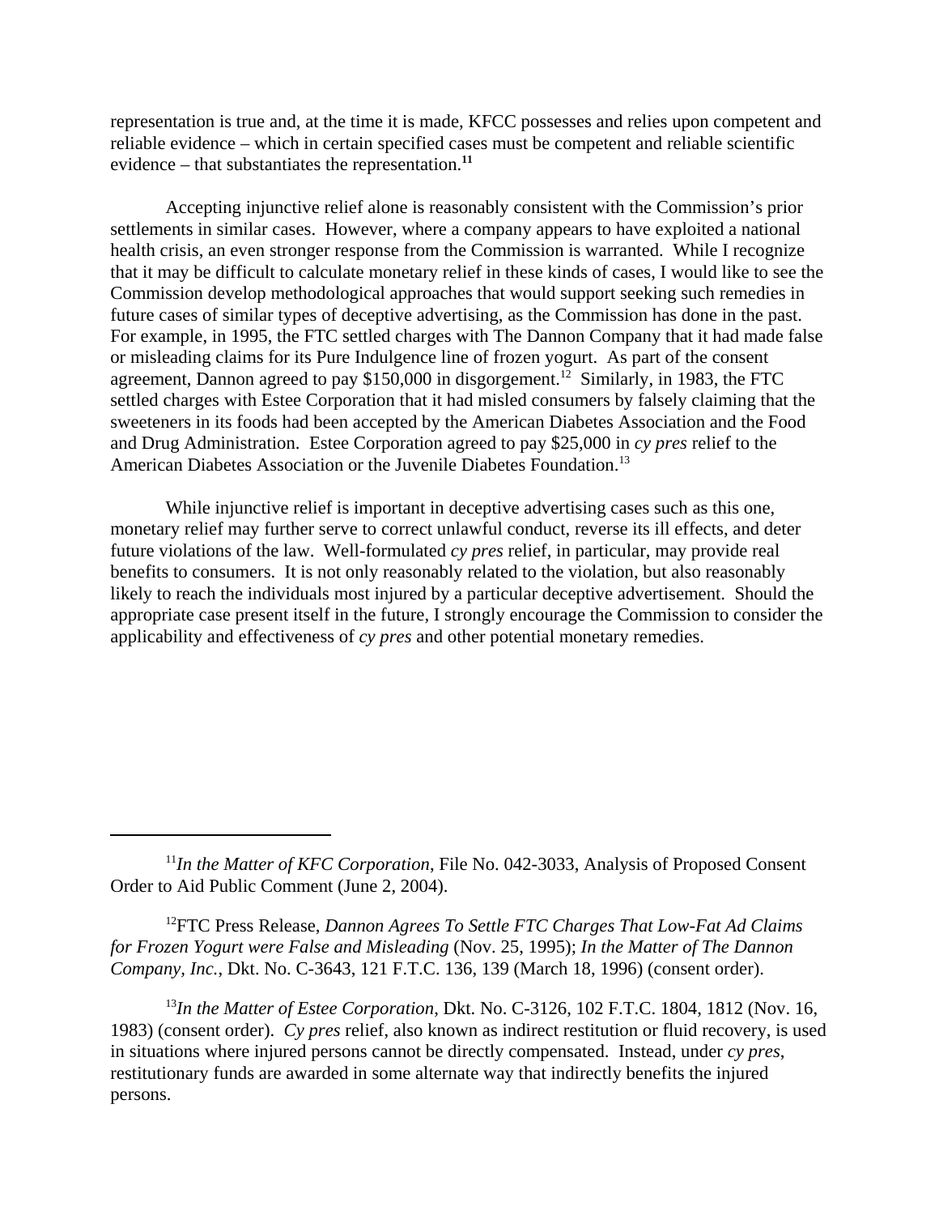representation is true and, at the time it is made, KFCC possesses and relies upon competent and reliable evidence – which in certain specified cases must be competent and reliable scientific evidence – that substantiates the representation.[11]

Accepting injunctive relief alone is reasonably consistent with the Commission's prior settlements in similar cases. However, where a company appears to have exploited a national health crisis, an even stronger response from the Commission is warranted. While I recognize that it may be difficult to calculate monetary relief in these kinds of cases, I would like to see the Commission develop methodological approaches that would support seeking such remedies in future cases of similar types of deceptive advertising, as the Commission has done in the past. For example, in 1995, the FTC settled charges with The Dannon Company that it had made false or misleading claims for its Pure Indulgence line of frozen yogurt. As part of the consent agreement, Dannon agreed to pay $150,000 in disgorgement.[12] Similarly, in 1983, the FTC settled charges with Estee Corporation that it had misled consumers by falsely claiming that the sweeteners in its foods had been accepted by the American Diabetes Association and the Food and Drug Administration. Estee Corporation agreed to pay $25,000 in *cy pres* relief to the American Diabetes Association or the Juvenile Diabetes Foundation.[13]

While injunctive relief is important in deceptive advertising cases such as this one, monetary relief may further serve to correct unlawful conduct, reverse its ill effects, and deter future violations of the law. Well-formulated *cy pres* relief, in particular, may provide real benefits to consumers. It is not only reasonably related to the violation, but also reasonably likely to reach the individuals most injured by a particular deceptive advertisement. Should the appropriate case present itself in the future, I strongly encourage the Commission to consider the applicability and effectiveness of *cy pres* and other potential monetary remedies.

---

[11] *In the Matter of KFC Corporation*, File No. 042-3033, Analysis of Proposed Consent Order to Aid Public Comment (June 2, 2004).

[12] FTC Press Release, *Dannon Agrees To Settle FTC Charges That Low-Fat Ad Claims for Frozen Yogurt were False and Misleading* (Nov. 25, 1995); *In the Matter of The Dannon Company, Inc.*, Dkt. No. C-3643, 121 F.T.C. 136, 139 (March 18, 1996) (consent order).

[13] *In the Matter of Estee Corporation*, Dkt. No. C-3126, 102 F.T.C. 1804, 1812 (Nov. 16, 1983) (consent order). *Cy pres* relief, also known as indirect restitution or fluid recovery, is used in situations where injured persons cannot be directly compensated. Instead, under *cy pres*, restitutionary funds are awarded in some alternate way that indirectly benefits the injured persons.